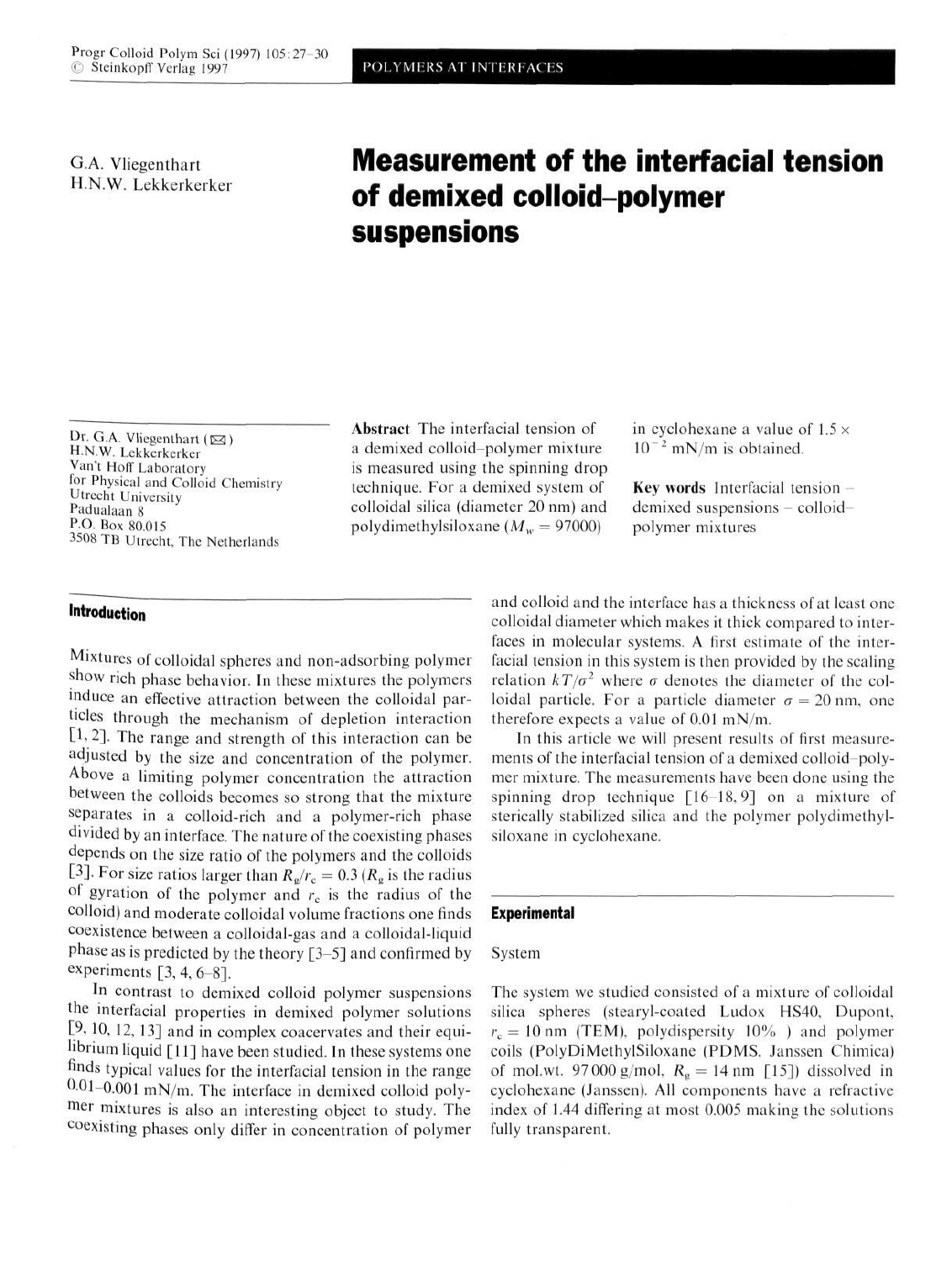# Measurement of the interfacial tension of demixed colloid–polymer suspensions

G.A. Vliegenthart
H.N.W. Lekkerkerker

Dr. G.A. Vliegenthart (✉)
H.N.W. Lekkerkerker
Van't Hoff Laboratory
for Physical and Colloid Chemistry
Utrecht University
Padualaan 8
P.O. Box 80.015
3508 TB Utrecht, The Netherlands

**Abstract** The interfacial tension of a demixed colloid–polymer mixture is measured using the spinning drop technique. For a demixed system of colloidal silica (diameter 20 nm) and polydimethylsiloxane ($M_w = 97000$) in cyclohexane a value of $1.5 \times 10^{-2}$ mN/m is obtained.

**Key words** Interfacial tension – demixed suspensions – colloid–polymer mixtures

## Introduction

Mixtures of colloidal spheres and non-adsorbing polymer show rich phase behavior. In these mixtures the polymers induce an effective attraction between the colloidal particles through the mechanism of depletion interaction [1, 2]. The range and strength of this interaction can be adjusted by the size and concentration of the polymer. Above a limiting polymer concentration the attraction between the colloids becomes so strong that the mixture separates in a colloid-rich and a polymer-rich phase divided by an interface. The nature of the coexisting phases depends on the size ratio of the polymers and the colloids [3]. For size ratios larger than $R_g/r_c = 0.3$ ($R_g$ is the radius of gyration of the polymer and $r_c$ is the radius of the colloid) and moderate colloidal volume fractions one finds coexistence between a colloidal-gas and a colloidal-liquid phase as is predicted by the theory [3–5] and confirmed by experiments [3, 4, 6–8].

In contrast to demixed colloid polymer suspensions the interfacial properties in demixed polymer solutions [9, 10, 12, 13] and in complex coacervates and their equilibrium liquid [11] have been studied. In these systems one finds typical values for the interfacial tension in the range 0.01–0.001 mN/m. The interface in demixed colloid polymer mixtures is also an interesting object to study. The coexisting phases only differ in concentration of polymer and colloid and the interface has a thickness of at least one colloidal diameter which makes it thick compared to interfaces in molecular systems. A first estimate of the interfacial tension in this system is then provided by the scaling relation $kT/\sigma^2$ where $\sigma$ denotes the diameter of the colloidal particle. For a particle diameter $\sigma = 20$ nm, one therefore expects a value of 0.01 mN/m.

In this article we will present results of first measurements of the interfacial tension of a demixed colloid–polymer mixture. The measurements have been done using the spinning drop technique [16–18, 9] on a mixture of sterically stabilized silica and the polymer polydimethylsiloxane in cyclohexane.

## Experimental

### System

The system we studied consisted of a mixture of colloidal silica spheres (stearyl-coated Ludox HS40, Dupont, $r_c = 10$ nm (TEM), polydispersity 10% ) and polymer coils (PolyDiMethylSiloxane (PDMS, Janssen Chimica) of mol.wt. 97000 g/mol, $R_g = 14$ nm [15]) dissolved in cyclohexane (Janssen). All components have a refractive index of 1.44 differing at most 0.005 making the solutions fully transparent.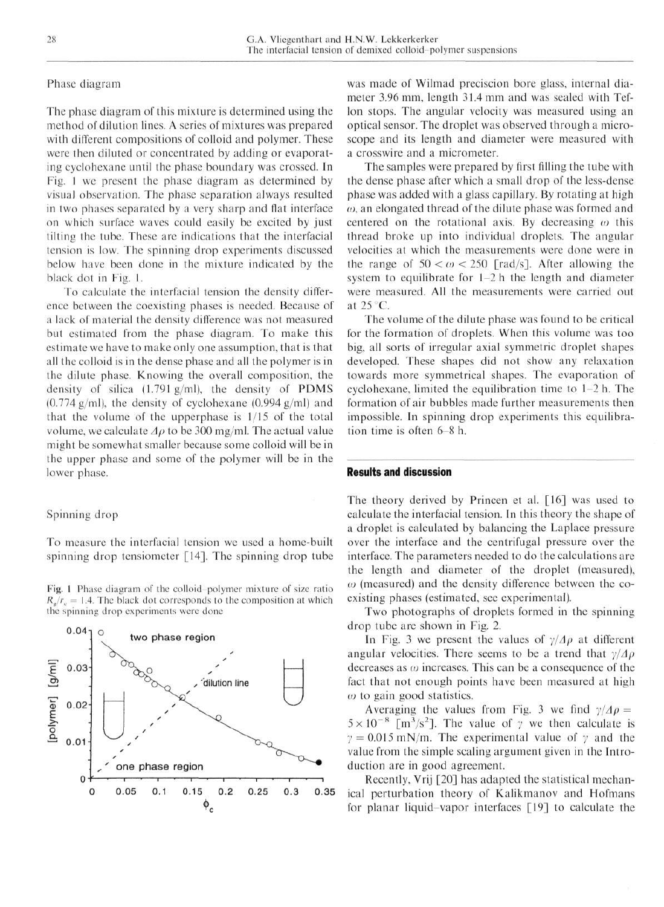## Phase diagram

The phase diagram of this mixture is determined using the method of dilution lines. A series of mixtures was prepared with different compositions of colloid and polymer. These were then diluted or concentrated by adding or evaporating cyclohexane until the phase boundary was crossed. In Fig. 1 we present the phase diagram as determined by visual observation. The phase separation always resulted in two phases separated by a very sharp and flat interface on which surface waves could easily be excited by just tilting the tube. These are indications that the interfacial tension is low. The spinning drop experiments discussed below have been done in the mixture indicated by the black dot in Fig. 1.

To calculate the interfacial tension the density difference between the coexisting phases is needed. Because of a lack of material the density difference was not measured but estimated from the phase diagram. To make this estimate we have to make only one assumption, that is that all the colloid is in the dense phase and all the polymer is in the dilute phase. Knowing the overall composition, the density of silica (1.791 g/ml), the density of PDMS (0.774 g/ml), the density of cyclohexane (0.994 g/ml) and that the volume of the upperphase is 1/15 of the total volume, we calculate $\Delta\rho$ to be 300 mg/ml. The actual value might be somewhat smaller because some colloid will be in the upper phase and some of the polymer will be in the lower phase.

## Spinning drop

To measure the interfacial tension we used a home-built spinning drop tensiometer [14]. The spinning drop tube was made of Wilmad preciscion bore glass, internal diameter 3.96 mm, length 31.4 mm and was sealed with Teflon stops. The angular velocity was measured using an optical sensor. The droplet was observed through a microscope and its length and diameter were measured with a crosswire and a micrometer.

Fig. 1 Phase diagram of the colloid–polymer mixture of size ratio $R_g/r_c = 1.4$. The black dot corresponds to the composition at which the spinning drop experiments were done

The samples were prepared by first filling the tube with the dense phase after which a small drop of the less-dense phase was added with a glass capillary. By rotating at high $\omega$, an elongated thread of the dilute phase was formed and centered on the rotational axis. By decreasing $\omega$ this thread broke up into individual droplets. The angular velocities at which the measurements were done were in the range of $50 < \omega < 250$ [rad/s]. After allowing the system to equilibrate for 1–2 h the length and diameter were measured. All the measurements were carried out at 25 °C.

The volume of the dilute phase was found to be critical for the formation of droplets. When this volume was too big, all sorts of irregular axial symmetric droplet shapes developed. These shapes did not show any relaxation towards more symmetrical shapes. The evaporation of cyclohexane, limited the equilibration time to 1–2 h. The formation of air bubbles made further measurements then impossible. In spinning drop experiments this equilibration time is often 6–8 h.

## Results and discussion

The theory derived by Princen et al. [16] was used to calculate the interfacial tension. In this theory the shape of a droplet is calculated by balancing the Laplace pressure over the interface and the centrifugal pressure over the interface. The parameters needed to do the calculations are the length and diameter of the droplet (measured), $\omega$ (measured) and the density difference between the coexisting phases (estimated, see experimental).

Two photographs of droplets formed in the spinning drop tube are shown in Fig. 2.

In Fig. 3 we present the values of $\gamma/\Delta\rho$ at different angular velocities. There seems to be a trend that $\gamma/\Delta\rho$ decreases as $\omega$ increases. This can be a consequence of the fact that not enough points have been measured at high $\omega$ to gain good statistics.

Averaging the values from Fig. 3 we find $\gamma/\Delta\rho = 5 \times 10^{-8}$ [m$^3$/s$^2$]. The value of $\gamma$ we then calculate is $\gamma = 0.015$ mN/m. The experimental value of $\gamma$ and the value from the simple scaling argument given in the Introduction are in good agreement.

Recently, Vrij [20] has adapted the statistical mechanical perturbation theory of Kalikmanov and Hofmans for planar liquid–vapor interfaces [19] to calculate the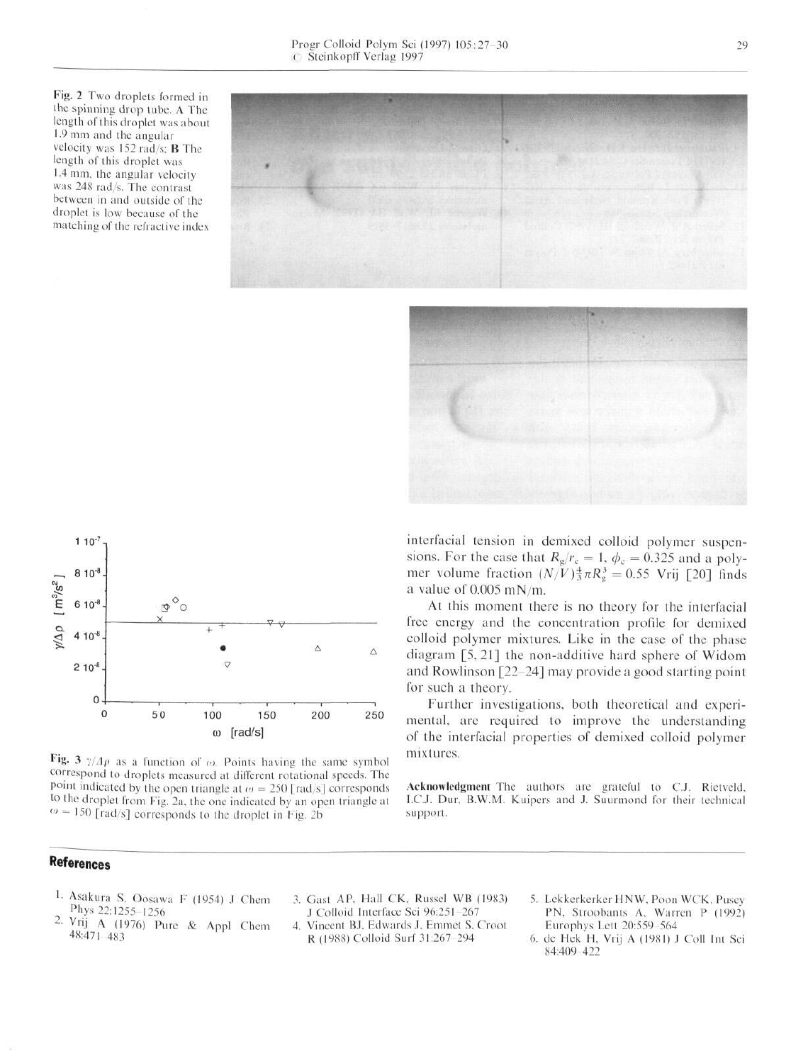**Fig. 2** Two droplets formed in the spinning drop tube. **A** The length of this droplet was about 1.9 mm and the angular velocity was 152 rad/s; **B** The length of this droplet was 1.4 mm, the angular velocity was 248 rad/s. The contrast between in and outside of the droplet is low because of the matching of the refractive index

**Fig. 3** $\gamma/\Delta\rho$ as a function of $\omega$. Points having the same symbol correspond to droplets measured at different rotational speeds. The point indicated by the open triangle at $\omega = 250$ [rad/s] corresponds to the droplet from Fig. 2a, the one indicated by an open triangle at $\omega = 150$ [rad/s] corresponds to the droplet in Fig. 2b

interfacial tension in demixed colloid polymer suspensions. For the case that $R_g/r_c = 1$, $\phi_c = 0.325$ and a polymer volume fraction $(N/V)\frac{4}{3}\pi R_g^3 = 0.55$ Vrij [20] finds a value of 0.005 mN/m.

At this moment there is no theory for the interfacial free energy and the concentration profile for demixed colloid polymer mixtures. Like in the case of the phase diagram [5, 21] the non-additive hard sphere of Widom and Rowlinson [22–24] may provide a good starting point for such a theory.

Further investigations, both theoretical and experimental, are required to improve the understanding of the interfacial properties of demixed colloid polymer mixtures.

**Acknowledgment** The authors are grateful to C.J. Rietveld, I.C.J. Dur, B.W.M. Kuipers and J. Suurmond for their technical support.

## References

1. Asakura S, Oosawa F (1954) J Chem Phys 22:1255–1256
2. Vrij A (1976) Pure & Appl Chem 48:471–483
3. Gast AP, Hall CK, Russel WB (1983) J Colloid Interface Sci 96:251–267
4. Vincent BJ, Edwards J, Emmet S, Croot R (1988) Colloid Surf 31:267–294
5. Lekkerkerker HNW, Poon WCK, Pusey PN, Stroobants A, Warren P (1992) Europhys Lett 20:559–564
6. de Hek H, Vrij A (1981) J Coll Int Sci 84:409–422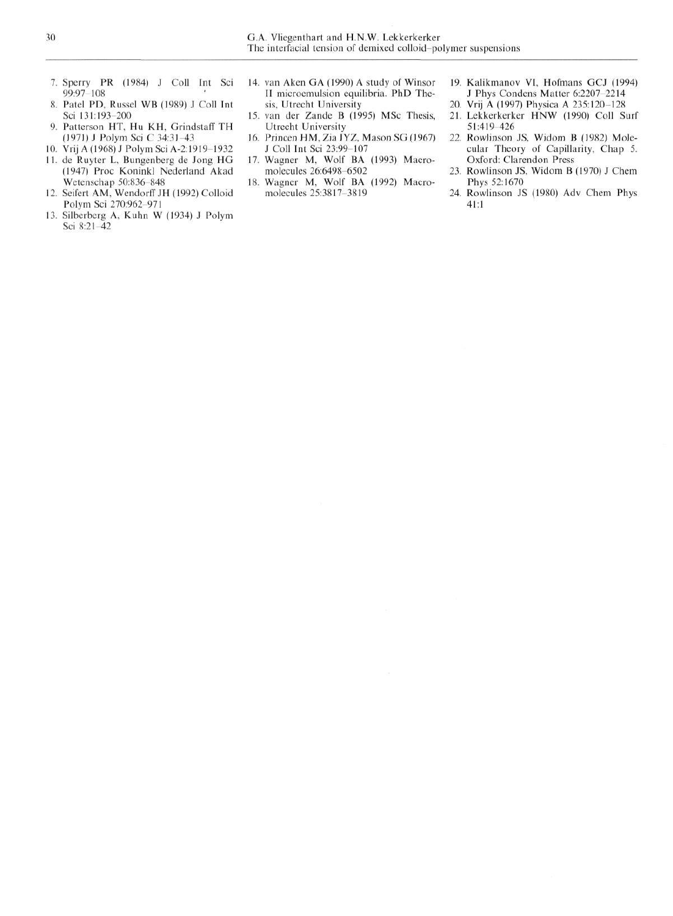7. Sperry PR (1984) J Coll Int Sci 99:97–108
8. Patel PD, Russel WB (1989) J Coll Int Sci 131:193–200
9. Patterson HT, Hu KH, Grindstaff TH (1971) J Polym Sci C 34:31–43
10. Vrij A (1968) J Polym Sci A-2:1919–1932
11. de Ruyter L, Bungenberg de Jong HG (1947) Proc Koninkl Nederland Akad Wetenschap 50:836–848
12. Seifert AM, Wendorff JH (1992) Colloid Polym Sci 270:962–971
13. Silberberg A, Kuhn W (1934) J Polym Sci 8:21–42
14. van Aken GA (1990) A study of Winsor II microemulsion equilibria. PhD Thesis, Utrecht University
15. van der Zande B (1995) MSc Thesis, Utrecht University
16. Princen HM, Zia IYZ, Mason SG (1967) J Coll Int Sci 23:99–107
17. Wagner M, Wolf BA (1993) Macromolecules 26:6498–6502
18. Wagner M, Wolf BA (1992) Macromolecules 25:3817–3819
19. Kalikmanov VI, Hofmans GCJ (1994) J Phys Condens Matter 6:2207–2214
20. Vrij A (1997) Physica A 235:120–128
21. Lekkerkerker HNW (1990) Coll Surf 51:419–426
22. Rowlinson JS, Widom B (1982) Molecular Theory of Capillarity, Chap 5. Oxford: Clarendon Press
23. Rowlinson JS, Widom B (1970) J Chem Phys 52:1670
24. Rowlinson JS (1980) Adv Chem Phys 41:1